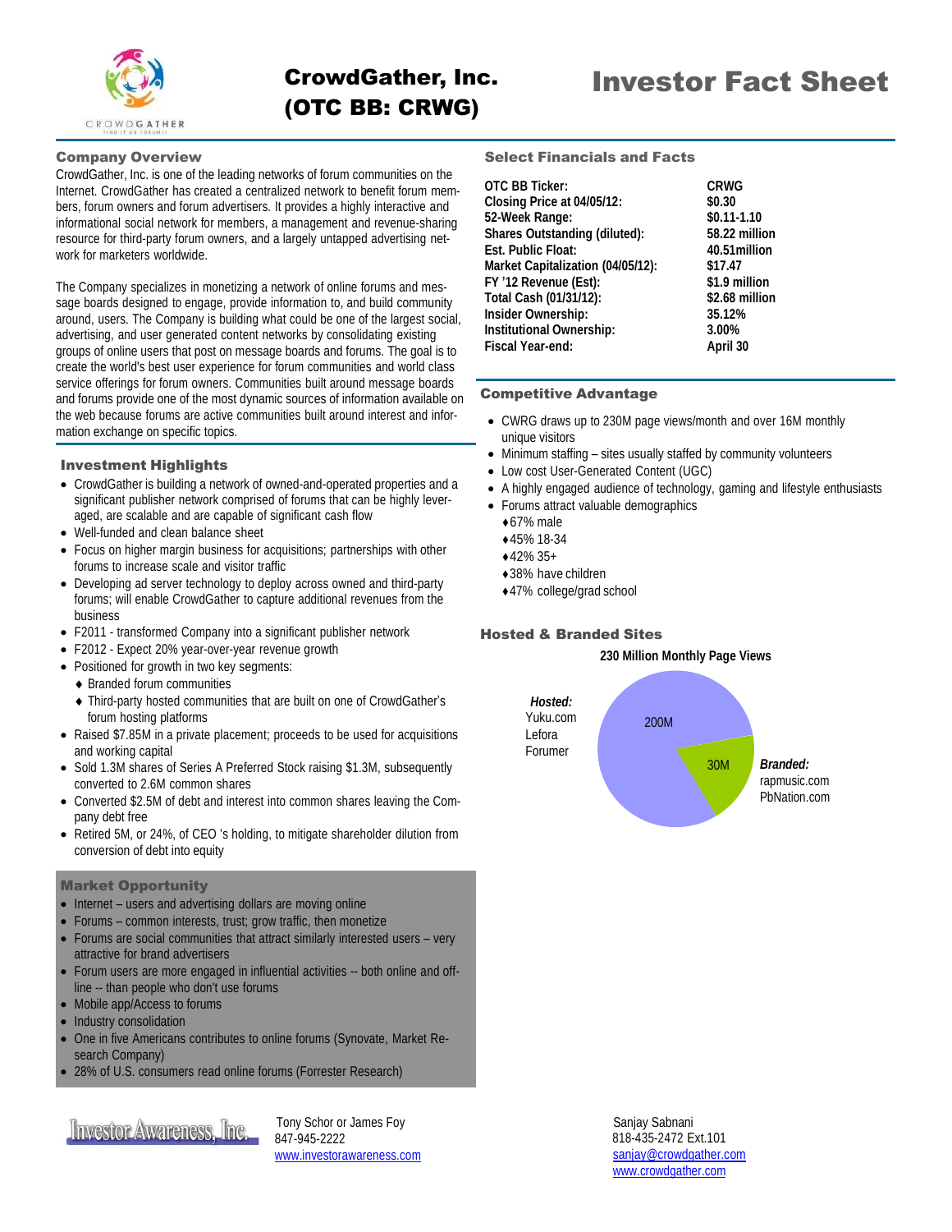# CrowdGather, Inc. (OTC BB: CRWG)

# Investor Fact Sheet

## Company Overview

CrowdGather, Inc. is one of the leading networks of forum communities on the Internet. CrowdGather has created a centralized network to benefit forum members, forum owners and forum advertisers. It provides a highly interactive and informational social network for members, a management and revenue-sharing resource for third-party forum owners, and a largely untapped advertising network for marketers worldwide.

The Company specializes in monetizing a network of online forums and message boards designed to engage, provide information to, and build community around, users. The Company is building what could be one of the largest social, advertising, and user generated content networks by consolidating existing groups of online users that post on message boards and forums. The goal is to create the world's best user experience for forum communities and world class service offerings for forum owners. Communities built around message boards and forums provide one of the most dynamic sources of information available on the web because forums are active communities built around interest and information exchange on specific topics.

## Investment Highlights

- CrowdGather is building a network of owned-and-operated properties and a significant publisher network comprised of forums that can be highly leveraged, are scalable and are capable of significant cash flow
- Well-funded and clean balance sheet
- Focus on higher margin business for acquisitions; partnerships with other forums to increase scale and visitor traffic
- Developing ad server technology to deploy across owned and third-party forums; will enable CrowdGather to capture additional revenues from the business
- F2011 - transformed Company into a significant publisher network
- F2012 - Expect 20% year-over-year revenue growth
- Positioned for growth in two key segments:
  - ♦ Branded forum communities
  - ♦ Third-party hosted communities that are built on one of CrowdGather's forum hosting platforms
- Raised $7.85M in a private placement; proceeds to be used for acquisitions and working capital
- Sold 1.3M shares of Series A Preferred Stock raising $1.3M, subsequently converted to 2.6M common shares
- Converted $2.5M of debt and interest into common shares leaving the Company debt free
- Retired 5M, or 24%, of CEO 's holding, to mitigate shareholder dilution from conversion of debt into equity

## Market Opportunity

- Internet – users and advertising dollars are moving online
- Forums – common interests, trust; grow traffic, then monetize
- Forums are social communities that attract similarly interested users – very attractive for brand advertisers
- Forum users are more engaged in influential activities -- both online and off-line -- than people who don't use forums
- Mobile app/Access to forums
- Industry consolidation
- One in five Americans contributes to online forums (Synovate, Market Research Company)
- 28% of U.S. consumers read online forums (Forrester Research)

## Select Financials and Facts

| | |
|---|---|
| **OTC BB Ticker:** | **CRWG** |
| **Closing Price at 04/05/12:** | **$0.30** |
| **52-Week Range:** | **$0.11-1.10** |
| **Shares Outstanding (diluted):** | **58.22 million** |
| **Est. Public Float:** | **40.51million** |
| **Market Capitalization (04/05/12):** | **$17.47** |
| **FY '12 Revenue (Est):** | **$1.9 million** |
| **Total Cash (01/31/12):** | **$2.68 million** |
| **Insider Ownership:** | **35.12%** |
| **Institutional Ownership:** | **3.00%** |
| **Fiscal Year-end:** | **April 30** |

## Competitive Advantage

- CWRG draws up to 230M page views/month and over 16M monthly unique visitors
- Minimum staffing – sites usually staffed by community volunteers
- Low cost User-Generated Content (UGC)
- A highly engaged audience of technology, gaming and lifestyle enthusiasts
- Forums attract valuable demographics
  - ♦67% male
  - ♦45% 18-34
  - ♦42% 35+
  - ♦38% have children
  - ♦47% college/grad school

## Hosted & Branded Sites

**230 Million Monthly Page Views**

***Hosted:*** Yuku.com, Lefora, Forumer — 200M

***Branded:*** rapmusic.com, PbNation.com — 30M

Investor Awareness, Inc.
Tony Schor or James Foy
847-945-2222
www.investorawareness.com

Sanjay Sabnani
818-435-2472 Ext.101
sanjay@crowdgather.com
www.crowdgather.com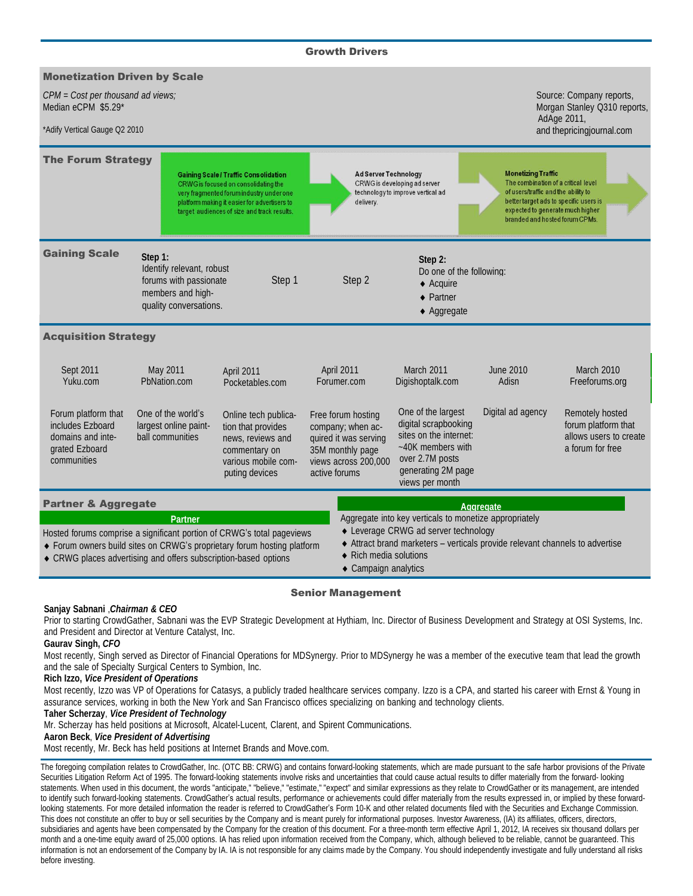## Growth Drivers

### Monetization Driven by Scale

*CPM = Cost per thousand ad views;*
Median eCPM $5.29*

*Adify Vertical Gauge Q2 2010

Source: Company reports, Morgan Stanley Q310 reports, AdAge 2011, and thepricingjournal.com

### The Forum Strategy

**Gaining Scale / Traffic Consolidation**
CRWG is focused on consolidating the very fragmented forum industry under one platform making it easier for advertisers to target audiences of size and track results.

**Ad Server Technology**
CRWG is developing ad server technology to improve vertical ad delivery.

**Monetizing Traffic**
The combination of a critical level of users/traffic and the ability to better target ads to specific users is expected to generate much higher branded and hosted forum CPMs.

### Gaining Scale

**Step 1:**
Identify relevant, robust forums with passionate members and high-quality conversations.

Step 1

Step 2

**Step 2:**
Do one of the following:

- Acquire
- Partner
- Aggregate

### Acquisition Strategy

| Sept 2011 Yuku.com | May 2011 PbNation.com | April 2011 Pocketables.com | April 2011 Forumer.com | March 2011 Digishoptalk.com | June 2010 Adisn | March 2010 Freeforums.org |
|---|---|---|---|---|---|---|
| Forum platform that includes Ezboard domains and integrated Ezboard communities | One of the world's largest online paintball communities | Online tech publication that provides news, reviews and commentary on various mobile computing devices | Free forum hosting company; when acquired it was serving 35M monthly page views across 200,000 active forums | One of the largest digital scrapbooking sites on the internet: ~40K members with over 2.7M posts generating 2M page views per month | Digital ad agency | Remotely hosted forum platform that allows users to create a forum for free |

### Partner & Aggregate

**Partner**

Hosted forums comprise a significant portion of CRWG's total pageviews

- Forum owners build sites on CRWG's proprietary forum hosting platform
- CRWG places advertising and offers subscription-based options

**Aggregate**

Aggregate into key verticals to monetize appropriately

- Leverage CRWG ad server technology
- Attract brand marketers – verticals provide relevant channels to advertise
- Rich media solutions
- Campaign analytics

## Senior Management

**Sanjay Sabnani** ,***Chairman & CEO***
Prior to starting CrowdGather, Sabnani was the EVP Strategic Development at Hythiam, Inc. Director of Business Development and Strategy at OSI Systems, Inc. and President and Director at Venture Catalyst, Inc.

**Gaurav Singh, *CFO***
Most recently, Singh served as Director of Financial Operations for MDSynergy. Prior to MDSynergy he was a member of the executive team that lead the growth and the sale of Specialty Surgical Centers to Symbion, Inc.

**Rich Izzo, *Vice President of Operations***
Most recently, Izzo was VP of Operations for Catasys, a publicly traded healthcare services company. Izzo is a CPA, and started his career with Ernst & Young in assurance services, working in both the New York and San Francisco offices specializing on banking and technology clients.

**Taher Scherzay**, ***Vice President of Technology***
Mr. Scherzay has held positions at Microsoft, Alcatel-Lucent, Clarent, and Spirent Communications.

**Aaron Beck**, ***Vice President of Advertising***
Most recently, Mr. Beck has held positions at Internet Brands and Move.com.

The foregoing compilation relates to CrowdGather, Inc. (OTC BB: CRWG) and contains forward-looking statements, which are made pursuant to the safe harbor provisions of the Private Securities Litigation Reform Act of 1995. The forward-looking statements involve risks and uncertainties that could cause actual results to differ materially from the forward- looking statements. When used in this document, the words "anticipate," "believe," "estimate," "expect" and similar expressions as they relate to CrowdGather or its management, are intended to identify such forward-looking statements. CrowdGather's actual results, performance or achievements could differ materially from the results expressed in, or implied by these forward-looking statements. For more detailed information the reader is referred to CrowdGather's Form 10-K and other related documents filed with the Securities and Exchange Commission. This does not constitute an offer to buy or sell securities by the Company and is meant purely for informational purposes. Investor Awareness, (IA) its affiliates, officers, directors, subsidiaries and agents have been compensated by the Company for the creation of this document. For a three-month term effective April 1, 2012, IA receives six thousand dollars per month and a one-time equity award of 25,000 options. IA has relied upon information received from the Company, which, although believed to be reliable, cannot be guaranteed. This information is not an endorsement of the Company by IA. IA is not responsible for any claims made by the Company. You should independently investigate and fully understand all risks before investing.